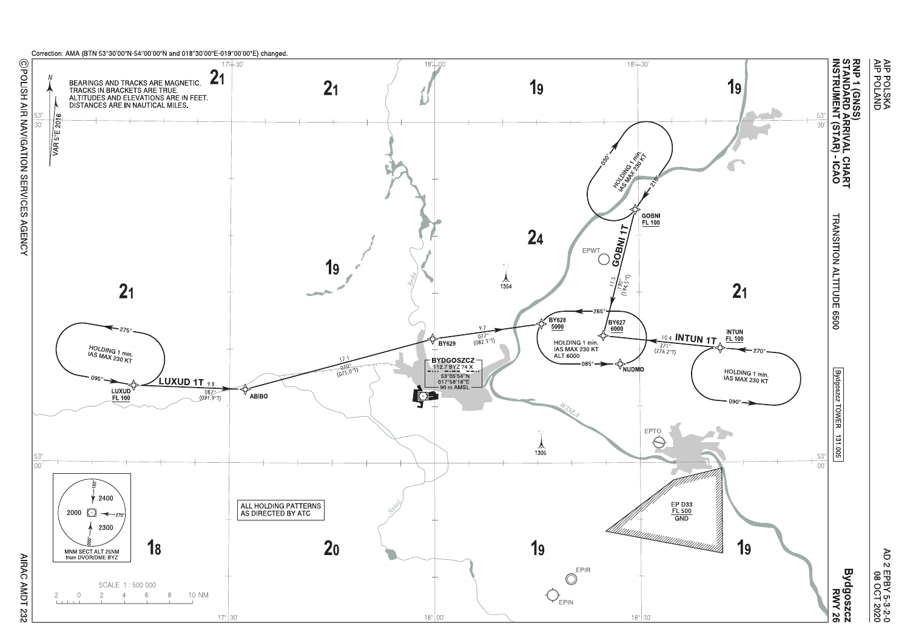Correction: AMA (BTN 53°30'00"N-54°00'00"N and 018°30'00"E-019°00'00"E) changed.

# RNP 1 (GNSS) STANDARD ARRIVAL CHART INSTRUMENT (STAR) - ICAO

**Bydgoszcz RWY 26**

TRANSITION ALTITUDE 6500

Bydgoszcz TOWER 131.005

BEARINGS AND TRACKS ARE MAGNETIC.
TRACKS IN BRACKETS ARE TRUE.
ALTITUDES AND ELEVATIONS ARE IN FEET.
DISTANCES ARE IN NAUTICAL MILES.

VAR 5°E 2016

ALL HOLDING PATTERNS AS DIRECTED BY ATC

BYDGOSZCZ
112.7 BYZ 74 X
53°05'54"N
017°58'18"E
90 m AMSL

**LUXUD 1T**: LUXUD FL 100 — 087° (091.9°T) 9.8 — ABIBO — 070° (075.0°T) 17.1 — BY629 — 077° (082.3°T) 9.7 — BY628 5000

**GOBNI 1T**: GOBNI FL 100 — 190° (194.5°T) 11.5 — BY627 6000

**INTUN 1T**: INTUN FL 100 — 271° (276.2°T) 10.4 — BY627 6000

BY627 — 265° — BY628

NUDMO — 085°

Holding at LUXUD: HOLDING 1 min. IAS MAX 230 KT (095° / 275°)

Holding at GOBNI: HOLDING 1 min. IAS MAX 230 KT (210° / 030°)

Holding at INTUN: HOLDING 1 min. IAS MAX 230 KT (270° / 090°)

Holding at BY627: HOLDING 1 min. IAS MAX 230 KT ALT 6000

EPWT, EPTO, EPIR, EPIN

1354, 1305

EP D33 FL 500 GND

MNM SECT ALT 25NM from DVOR/DME BYZ: 2400, 2000, 2300 (180°, 270°, 000°)

SCALE 1 : 500 000

AIRAC AMDT 232

© POLISH AIR NAVIGATION SERVICES AGENCY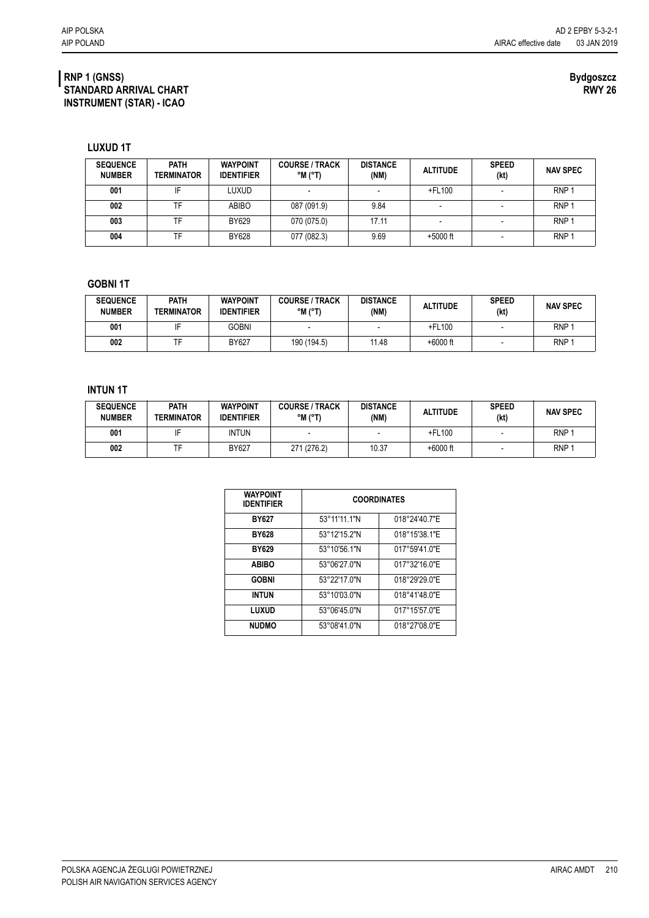**RNP 1 (GNSS)**
**STANDARD ARRIVAL CHART**
**INSTRUMENT (STAR) - ICAO**

**Bydgoszcz**
**RWY 26**

### LUXUD 1T

| SEQUENCE NUMBER | PATH TERMINATOR | WAYPOINT IDENTIFIER | COURSE / TRACK °M (°T) | DISTANCE (NM) | ALTITUDE | SPEED (kt) | NAV SPEC |
|---|---|---|---|---|---|---|---|
| 001 | IF | LUXUD | - | - | +FL100 | - | RNP 1 |
| 002 | TF | ABIBO | 087 (091.9) | 9.84 | - | - | RNP 1 |
| 003 | TF | BY629 | 070 (075.0) | 17.11 | - | - | RNP 1 |
| 004 | TF | BY628 | 077 (082.3) | 9.69 | +5000 ft | - | RNP 1 |

### GOBNI 1T

| SEQUENCE NUMBER | PATH TERMINATOR | WAYPOINT IDENTIFIER | COURSE / TRACK °M (°T) | DISTANCE (NM) | ALTITUDE | SPEED (kt) | NAV SPEC |
|---|---|---|---|---|---|---|---|
| 001 | IF | GOBNI | - | - | +FL100 | - | RNP 1 |
| 002 | TF | BY627 | 190 (194.5) | 11.48 | +6000 ft | - | RNP 1 |

### INTUN 1T

| SEQUENCE NUMBER | PATH TERMINATOR | WAYPOINT IDENTIFIER | COURSE / TRACK °M (°T) | DISTANCE (NM) | ALTITUDE | SPEED (kt) | NAV SPEC |
|---|---|---|---|---|---|---|---|
| 001 | IF | INTUN | - | - | +FL100 | - | RNP 1 |
| 002 | TF | BY627 | 271 (276.2) | 10.37 | +6000 ft | - | RNP 1 |

| WAYPOINT IDENTIFIER | COORDINATES | |
|---|---|---|
| **BY627** | 53°11'11.1"N | 018°24'40.7"E |
| **BY628** | 53°12'15.2"N | 018°15'38.1"E |
| **BY629** | 53°10'56.1"N | 017°59'41.0"E |
| **ABIBO** | 53°06'27.0"N | 017°32'16.0"E |
| **GOBNI** | 53°22'17.0"N | 018°29'29.0"E |
| **INTUN** | 53°10'03.0"N | 018°41'48.0"E |
| **LUXUD** | 53°06'45.0"N | 017°15'57.0"E |
| **NUDMO** | 53°08'41.0"N | 018°27'08.0"E |